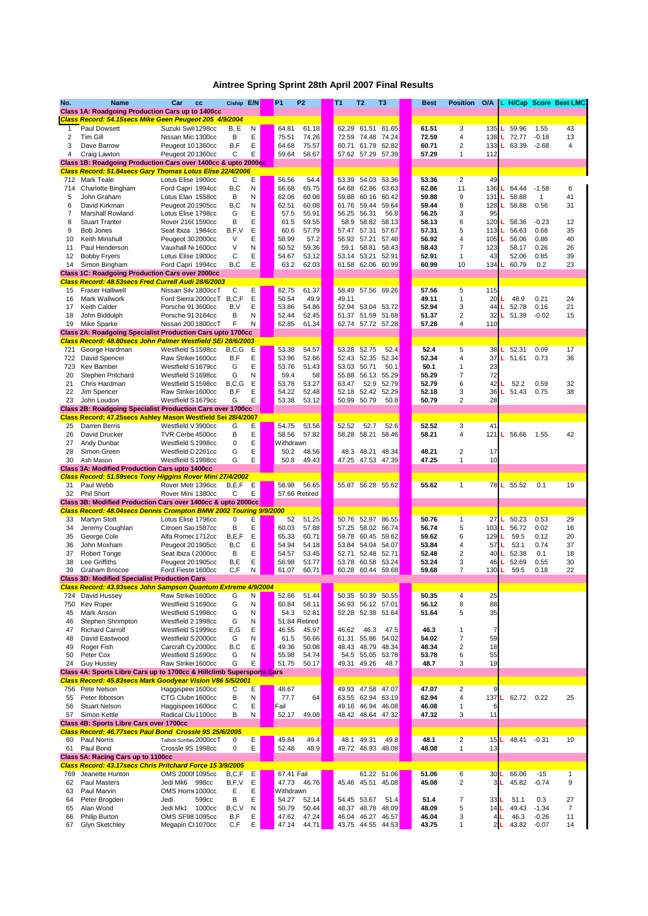# Aintree Spring Sprint 28th April 2007 Final Results

| No. | Name | Car cc | C/ship | E/N | P1 | P2 | T1 | T2 | T3 | Best | Position | O/A | L | H/Cap | Score | Best LMC |
|---|---|---|---|---|---|---|---|---|---|---|---|---|---|---|---|---|
| **Class 1A: Roadgoing Production Cars up to 1400cc** | | | | | | | | | | | | | | | | |
| ***Class Record: 54.15secs Mike Geen Peugeot 205 4/9/2004*** | | | | | | | | | | | | | | | | |
| 1 | Paul Dowsett | Suzuki Swi 1298cc | B, E | N | 64.81 | 61.18 | 62.29 | 61.51 | 61.65 | 61.51 | 3 | 135 | L | 59.96 | 1.55 | 43 |
| 2 | Tim Gill | Nissan Mic 1300cc | B | E | 75.51 | 74.26 | 72.59 | 74.48 | 74.24 | 72.59 | 4 | 138 | L | 72.77 | -0.18 | 13 |
| 3 | Dave Barrow | Peugeot 10 1360cc | B,F | E | 64.68 | 75.57 | 60.71 | 61.79 | 62.82 | 60.71 | 2 | 133 | L | 63.39 | -2.68 | 4 |
| 4 | Craig Lawton | Peugeot 20 1360cc | C | E | 59.64 | 58.67 | 57.62 | 57.29 | 57.39 | 57.29 | 1 | 112 | | | | |
| **Class 1B: Roadgoing Production Cars over 1400cc & upto 2000cc** | | | | | | | | | | | | | | | | |
| ***Class Record: 51.84secs Gary Thomas Lotus Elise 22/4/2006*** | | | | | | | | | | | | | | | | |
| 712 | Mark Teale | Lotus Elise 1900cc | C | E | 56.56 | 54.4 | 53.39 | 54.03 | 53.36 | 53.36 | 2 | 49 | | | | |
| 714 | Charlotte Bingham | Ford Capri 1994cc | B,C | N | 66.68 | 65.75 | 64.68 | 62.86 | 63.63 | 62.86 | 11 | 136 | L | 64.44 | -1.58 | 6 |
| 5 | John Graham | Lotus Elan 1558cc | B | N | 62.06 | 60.08 | 59.88 | 60.16 | 60.42 | 59.88 | 9 | 131 | L | 58.88 | 1 | 41 |
| 6 | David Kirkman | Peugeot 20 1905cc | B,C | N | 62.51 | 60.08 | 61.76 | 59.44 | 59.64 | 59.44 | 8 | 128 | L | 58.88 | 0.56 | 31 |
| 7 | Marshall Rowland | Lotus Elise 1798cc | G | E | 57.5 | 55.91 | 56.25 | 56.31 | 56.8 | 56.25 | 3 | 95 | | | | |
| 8 | Stuart Tranter | Rover 216( 1590cc | B | E | 61.5 | 59.55 | 58.9 | 58.82 | 58.13 | 58.13 | 6 | 120 | L | 58.36 | -0.23 | 12 |
| 9 | Bob Jones | Seat Ibiza 1984cc | B,F,V | E | 60.6 | 57.79 | 57.47 | 57.31 | 57.67 | 57.31 | 5 | 113 | L | 56.63 | 0.68 | 35 |
| 10 | Keith Minshull | Peugeot 30 2000cc | V | E | 58.99 | 57.2 | 56.92 | 57.21 | 57.48 | 56.92 | 4 | 105 | L | 56.06 | 0.86 | 40 |
| 11 | Paul Henderson | Vauxhall N 1600cc | V | N | 60.52 | 59.36 | 59.1 | 58.81 | 58.43 | 58.43 | 7 | 123 | | 58.17 | 0.26 | 26 |
| 12 | Bobby Fryers | Lotus Elise 1900cc | C | E | 54.67 | 53.12 | 53.14 | 53.21 | 52.91 | 52.91 | 1 | 43 | | 52.06 | 0.85 | 39 |
| 14 | Simon Bingham | Ford Capri 1994cc | B,C | E | 63.2 | 62.03 | 61.58 | 62.06 | 60.99 | 60.99 | 10 | 134 | L | 60.79 | 0.2 | 23 |
| **Class 1C: Roadgoing Production Cars over 2000cc** | | | | | | | | | | | | | | | | |
| ***Class Record: 48.53secs Fred Currell Audi 28/6/2003*** | | | | | | | | | | | | | | | | |
| 15 | Fraser Halliwell | Nissan Silv 1800ccT | C | E | 62.75 | 61.37 | 58.49 | 57.56 | 69.26 | 57.56 | 5 | 115 | | | | |
| 16 | Mark Wallwork | Ford Sierra 2000ccT | B,C,F | E | 50.54 | 49.9 | 49.11 | | | 49.11 | 1 | 20 | L | 48.9 | 0.21 | 24 |
| 17 | Keith Calder | Porsche 91 3600cc | B,V | E | 53.86 | 54.86 | 52.94 | 53.04 | 53.72 | 52.94 | 3 | 44 | L | 52.78 | 0.16 | 21 |
| 18 | John Biddulph | Porsche 91 3164cc | B | N | 52.44 | 52.45 | 51.37 | 51.59 | 51.68 | 51.37 | 2 | 32 | L | 51.39 | -0.02 | 15 |
| 19 | Mike Sparke | Nissan 200 1800ccT | F | N | 62.85 | 61.34 | 62.74 | 57.72 | 57.28 | 57.28 | 4 | 110 | | | | |
| **Class 2A: Roadgoing Specialist Production Cars upto 1700cc** | | | | | | | | | | | | | | | | |
| ***Class Record: 48.80secs John Palmer Westfield SEi 28/6/2003*** | | | | | | | | | | | | | | | | |
| 721 | George Hardman | Westfield S 1598cc | B,C,G | E | 53.38 | 54.57 | 53.28 | 52.75 | 52.4 | 52.4 | 5 | 38 | L | 52.31 | 0.09 | 17 |
| 722 | David Spencer | Raw Striker 1600cc | B,F | E | 53.96 | 52.66 | 52.43 | 52.35 | 52.34 | 52.34 | 4 | 37 | L | 51.61 | 0.73 | 36 |
| 723 | Kev Bamber | Westfield S 1679cc | G | E | 53.76 | 51.43 | 53.03 | 50.71 | 50.1 | 50.1 | 1 | 23 | | | | |
| 20 | Stephen Pritchard | Westfield S 1698cc | G | N | 59.4 | 58 | 55.88 | 56.13 | 55.29 | 55.29 | 7 | 72 | | | | |
| 21 | Chris Hardman | Westfield S 1598cc | B,C,G | E | 53.78 | 53.27 | 63.47 | 52.9 | 52.79 | 52.79 | 6 | 42 | L | 52.2 | 0.59 | 32 |
| 22 | Jim Spencer | Raw Striker 1600cc | B,F | E | 54.22 | 52.48 | 52.18 | 52.42 | 52.29 | 52.18 | 3 | 36 | L | 51.43 | 0.75 | 38 |
| 23 | John Loudon | Westfield S 1679cc | G | E | 53.38 | 53.12 | 50.99 | 50.79 | 50.8 | 50.79 | 2 | 28 | | | | |
| **Class 2B: Roadgoing Specialist Production Cars over 1700cc** | | | | | | | | | | | | | | | | |
| ***Class Record: 47.25secs Ashley Mason Westfield Sei 28/4/2007*** | | | | | | | | | | | | | | | | |
| 25 | Darren Berris | Westfield V 3900cc | G | E | 54.75 | 53.56 | 52.52 | 52.7 | 52.6 | 52.52 | 3 | 41 | | | | |
| 26 | David Drucker | TVR Cerbe 4500cc | B | E | 58.56 | 57.82 | 58.28 | 58.21 | 58.46 | 58.21 | 4 | 121 | L | 56.66 | 1.55 | 42 |
| 27 | Andy Dunbar | Westfield S 1998cc | 0 | E | Withdrawn | | | | | | | | | | | |
| 28 | Simon Green | Westfield D 2261cc | G | E | 50.2 | 48.56 | 48.3 | 48.21 | 48.34 | 48.21 | 2 | 17 | | | | |
| 30 | Ash Mason | Westfield S 1998cc | G | E | 50.8 | 49.43 | 47.25 | 47.53 | 47.39 | 47.25 | 1 | 10 | | | | |
| **Class 3A: Modified Production Cars upto 1400cc** | | | | | | | | | | | | | | | | |
| ***Class Record: 51.59secs Tony Higgins Rover Mini 27/4/2002*** | | | | | | | | | | | | | | | | |
| 31 | Paul Webb | Rover Metr 1396cc | B,E,F | E | 58.98 | 56.65 | 55.87 | 56.28 | 55.62 | 55.62 | 1 | 78 | L | 55.52 | 0.1 | 19 |
| 32 | Phil Short | Rover Mini 1380cc | C | E | 57.66 | Retired | | | | | | | | | | |
| **Class 3B: Modified Production Cars over 1400cc & upto 2000cc** | | | | | | | | | | | | | | | | |
| ***Class Record: 48.04secs Dennis Crompton BMW 2002 Touring 9/9/2000*** | | | | | | | | | | | | | | | | |
| 33 | Martyn Stott | Lotus Elise 1796cc | 0 | E | 52 | 51.25 | 50.76 | 52.97 | 86.55 | 50.76 | 1 | 27 | L | 50.23 | 0.53 | 29 |
| 34 | Jeremy Coughlan | Citroen Sa 1587cc | B | E | 60.03 | 57.88 | 57.25 | 58.02 | 56.74 | 56.74 | 5 | 103 | L | 56.72 | 0.02 | 16 |
| 35 | George Cole | Alfa Romeo 1712cc | B,E,F | E | 65.33 | 60.71 | 59.78 | 60.45 | 59.62 | 59.62 | 6 | 129 | L | 59.5 | 0.12 | 20 |
| 36 | John Moxham | Peugeot 20 1905cc | B,C | E | 54.94 | 54.18 | 53.84 | 54.04 | 54.07 | 53.84 | 4 | 57 | L | 53.1 | 0.74 | 37 |
| 37 | Robert Tonge | Seat Ibiza ( 2000cc | B | E | 54.57 | 53.45 | 52.71 | 52.48 | 52.71 | 52.48 | 2 | 40 | L | 52.38 | 0.1 | 18 |
| 38 | Lee Griffiths | Peugeot 20 1905cc | B,E | E | 56.98 | 53.77 | 53.78 | 60.58 | 53.24 | 53.24 | 3 | 46 | L | 52.69 | 0.55 | 30 |
| 39 | Graham Briscoe | Ford Fieste 1600cc | C,F | N | 61.07 | 60.71 | 60.28 | 60.44 | 59.68 | 59.68 | 7 | 130 | L | 59.5 | 0.18 | 22 |
| **Class 3D: Modified Specialist Production Cars** | | | | | | | | | | | | | | | | |
| ***Class Record: 43.93secs John Sampson Quantum Extreme 4/9/2004*** | | | | | | | | | | | | | | | | |
| 724 | David Hussey | Raw Striker 1600cc | G | N | 52.66 | 51.44 | 50.35 | 50.39 | 50.55 | 50.35 | 4 | 25 | | | | |
| 750 | Kev Roper | Westfield S 1690cc | G | N | 60.84 | 58.11 | 56.93 | 56.12 | 57.01 | 56.12 | 8 | 88 | | | | |
| 45 | Mark Anson | Westfield S 1998cc | G | N | 54.3 | 52.81 | 52.28 | 52.38 | 51.64 | 51.64 | 5 | 35 | | | | |
| 46 | Stephen Shrimpton | Westfield 2 1998cc | G | N | 51.84 | Retired | | | | | | | | | | |
| 47 | Richard Carroll | Westfield S 1999cc | E,G | E | 46.55 | 45.97 | 46.62 | 46.3 | 47.5 | 46.3 | 1 | 7 | | | | |
| 48 | David Eastwood | Westfield S 2000cc | G | N | 61.5 | 56.66 | 61.31 | 55.86 | 54.02 | 54.02 | 7 | 59 | | | | |
| 49 | Roger Fish | Carcraft Cy 2000cc | B,C | E | 49.36 | 50.08 | 48.43 | 48.79 | 48.34 | 48.34 | 2 | 18 | | | | |
| 50 | Peter Cox | Westfield S 1690cc | G | N | 55.98 | 54.74 | 54.5 | 55.05 | 53.78 | 53.78 | 6 | 55 | | | | |
| 24 | Guy Hussey | Raw Striker 1600cc | G | E | 51.75 | 50.17 | 49.31 | 49.26 | 48.7 | 48.7 | 3 | 19 | | | | |
| **Class 4A: Sports Libre Cars up to 1700cc & Hillclimb Supersports Cars** | | | | | | | | | | | | | | | | |
| ***Class Record: 45.83secs Mark Goodyear Vision V86 5/5/2001*** | | | | | | | | | | | | | | | | |
| 756 | Pete Nelson | Haggispee( 1600cc | C | E | 48.67 | | 49.93 | 47.58 | 47.07 | 47.07 | 2 | 9 | | | | |
| 55 | Peter Ibbotson | CTG Clubn 1600cc | B | N | 77.7 | 64 | 63.55 | 62.94 | 63.19 | 62.94 | 4 | 137 | L | 62.72 | 0.22 | 25 |
| 56 | Stuart Nelson | Haggispee( 1600cc | C | E | Fail | | 49.16 | 46.94 | 46.08 | 46.08 | 1 | 6 | | | | |
| 57 | Simon Kettle | Radical Clu 1100cc | B | N | 52.17 | 49.08 | 48.42 | 48.64 | 47.32 | 47.32 | 3 | 11 | | | | |
| **Class 4B: Sports Libre Cars over 1700cc** | | | | | | | | | | | | | | | | |
| ***Class Record: 46.77secs Paul Bond Crossle 9S 25/6/2005*** | | | | | | | | | | | | | | | | |
| 60 | Paul Norris | Talbot Sunbea 2000ccT | 0 | E | 49.84 | 49.4 | 48.1 | 49.31 | 49.8 | 48.1 | 2 | 15 | L | 48.41 | -0.31 | 10 |
| 61 | Paul Bond | Crossle 9S 1998cc | 0 | E | 52.48 | 48.9 | 49.72 | 48.93 | 48.08 | 48.08 | 1 | 13 | | | | |
| **Class 5A: Racing Cars up to 1100cc** | | | | | | | | | | | | | | | | |
| ***Class Record: 43.17secs Chris Pritchard Force 15 3/9/2005*** | | | | | | | | | | | | | | | | |
| 769 | Jeanette Hunton | OMS 2000I 1095cc | B,C,F | E | 67.41 | Fail | | 61.22 | 51.06 | 51.06 | 6 | 30 | L | 66.06 | -15 | 1 |
| 62 | Paul Masters | Jedi Mk6 998cc | B,F,V | E | 47.73 | 46.76 | 45.46 | 45.51 | 45.08 | 45.08 | 2 | 3 | L | 45.82 | -0.74 | 9 |
| 63 | Paul Marvin | OMS Horn 1000cc | E | E | Withdrawn | | | | | | | | | | | |
| 64 | Peter Brogden | Jedi 599cc | B | E | 54.27 | 52.14 | 54.45 | 53.67 | 51.4 | 51.4 | 7 | 33 | L | 51.1 | 0.3 | 27 |
| 65 | Alan Wood | Jedi Mk1 1000cc | B,C,V | N | 50.79 | 50.44 | 48.37 | 48.78 | 48.09 | 48.09 | 5 | 14 | L | 49.43 | -1.34 | 7 |
| 66 | Philip Burton | OMS SF98 1095cc | B,F | E | 47.62 | 47.24 | 46.04 | 46.27 | 46.57 | 46.04 | 3 | 4 | L | 46.3 | -0.26 | 11 |
| 67 | Glyn Sketchley | Megapin Cl 1070cc | C,F | E | 47.14 | 44.71 | 43.75 | 44.55 | 44.53 | 43.75 | 1 | 2 | L | 43.82 | -0.07 | 14 |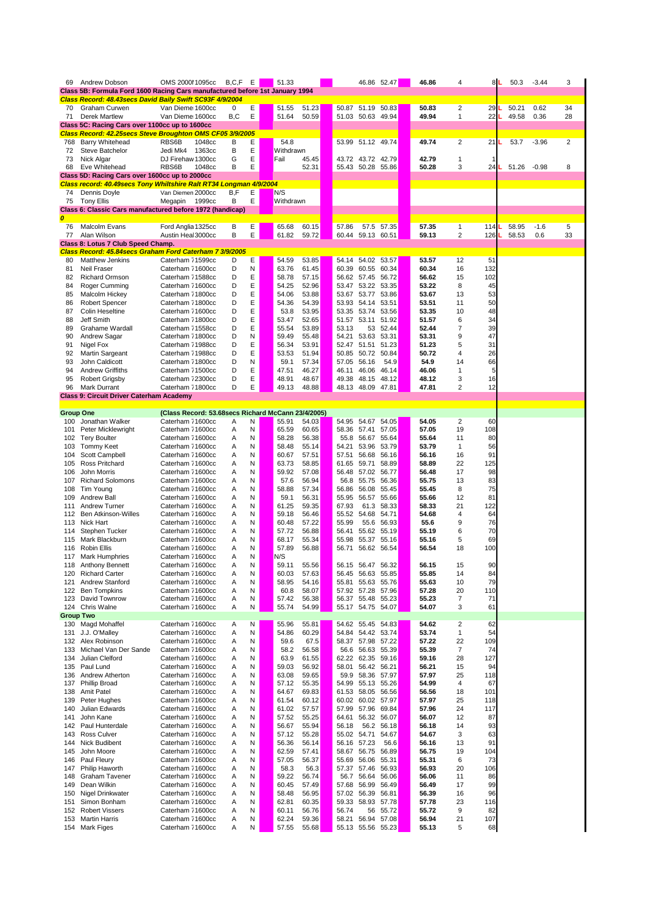| No | Driver | Car | cc | Class | | Practice 1 | Practice 2 | Run 1 | Run 2 | Run 3 | Best | Pos | Pts | | | | |
|---|---|---|---|---|---|---|---|---|---|---|---|---|---|---|---|---|---|
| 69 | Andrew Dobson | OMS 2000f | 1095cc | B,C,F | E | 51.33 | | | 46.86 | 52.47 | 46.86 | 4 | 8 | L | 50.3 | -3.44 | 3 |
| **Class 5B: Formula Ford 1600 Racing Cars manufactured before 1st January 1994** | | | | | | | | | | | | | | | | | |
| ***Class Record: 48.43secs David Baily Swift SC93F 4/9/2004*** | | | | | | | | | | | | | | | | | |
| 70 | Graham Curwen | Van Dieme | 1600cc | 0 | E | 51.55 | 51.23 | 50.87 | 51.19 | 50.83 | 50.83 | 2 | 29 | L | 50.21 | 0.62 | 34 |
| 71 | Derek Martlew | Van Dieme | 1600cc | B,C | E | 51.64 | 50.59 | 51.03 | 50.63 | 49.94 | 49.94 | 1 | 22 | L | 49.58 | 0.36 | 28 |
| **Class 5C: Racing Cars over 1100cc up to 1600cc** | | | | | | | | | | | | | | | | | |
| ***Class Record: 42.25secs Steve Broughton OMS CF05 3/9/2005*** | | | | | | | | | | | | | | | | | |
| 768 | Barry Whitehead | RBS6B | 1048cc | B | E | 54.8 | | 53.99 | 51.12 | 49.74 | 49.74 | 2 | 21 | L | 53.7 | -3.96 | 2 |
| 72 | Steve Batchelor | Jedi Mk4 | 1363cc | B | E | Withdrawn | | | | | | | | | | | |
| 73 | Nick Algar | DJ Firehaw | 1300cc | G | E | Fail | 45.45 | 43.72 | 43.72 | 42.79 | 42.79 | 1 | 1 | | | | |
| 68 | Eve Whitehead | RBS6B | 1048cc | B | E | | 52.31 | 55.43 | 50.28 | 55.86 | 50.28 | 3 | 24 | L | 51.26 | -0.98 | 8 |
| **Class 5D: Racing Cars over 1600cc up to 2000cc** | | | | | | | | | | | | | | | | | |
| ***Class record: 40.49secs Tony Whiltshire Ralt RT34 Longman 4/9/2004*** | | | | | | | | | | | | | | | | | |
| 74 | Dennis Doyle | Van Diemen | 2000cc | B,F | E | N/S | | | | | | | | | | | |
| 75 | Tony Ellis | Megapin | 1999cc | B | E | Withdrawn | | | | | | | | | | | |
| **Class 6: Classic Cars manufactured before 1972 (handicap)** | | | | | | | | | | | | | | | | | |
| ***0*** | | | | | | | | | | | | | | | | | |
| 76 | Malcolm Evans | Ford Anglia | 1325cc | B | E | 65.68 | 60.15 | 57.86 | 57.5 | 57.35 | 57.35 | 1 | 114 | L | 58.95 | -1.6 | 5 |
| 77 | Alan Wilson | Austin Heal | 3000cc | B | E | 61.82 | 59.72 | 60.44 | 59.13 | 60.51 | 59.13 | 2 | 126 | L | 58.53 | 0.6 | 33 |
| **Class 8: Lotus 7 Club Speed Champ.** | | | | | | | | | | | | | | | | | |
| ***Class Record: 45.84secs Graham Ford Caterham 7 3/9/2005*** | | | | | | | | | | | | | | | | | |
| 80 | Matthew Jenkins | Caterham 7 | 1599cc | D | E | 54.59 | 53.85 | 54.14 | 54.02 | 53.57 | 53.57 | 12 | 51 | | | | |
| 81 | Neil Fraser | Caterham 7 | 1600cc | D | N | 63.76 | 61.45 | 60.39 | 60.55 | 60.34 | 60.34 | 16 | 132 | | | | |
| 82 | Richard Ormson | Caterham 7 | 1588cc | D | E | 58.78 | 57.15 | 56.62 | 57.45 | 56.72 | 56.62 | 15 | 102 | | | | |
| 84 | Roger Cumming | Caterham 7 | 1600cc | D | E | 54.25 | 52.96 | 53.47 | 53.22 | 53.35 | 53.22 | 8 | 45 | | | | |
| 85 | Malcolm Hickey | Caterham 7 | 1800cc | D | E | 54.06 | 53.88 | 53.67 | 53.77 | 53.86 | 53.67 | 13 | 53 | | | | |
| 86 | Robert Spencer | Caterham 7 | 1800cc | D | E | 54.36 | 54.39 | 53.93 | 54.14 | 53.51 | 53.51 | 11 | 50 | | | | |
| 87 | Colin Heseltine | Caterham 7 | 1600cc | D | E | 53.8 | 53.95 | 53.35 | 53.74 | 53.56 | 53.35 | 10 | 48 | | | | |
| 88 | Jeff Smith | Caterham 7 | 1800cc | D | E | 53.47 | 52.65 | 51.57 | 53.11 | 51.92 | 51.57 | 6 | 34 | | | | |
| 89 | Grahame Wardall | Caterham 7 | 1558cc | D | E | 55.54 | 53.89 | 53.13 | 53 | 52.44 | 52.44 | 7 | 39 | | | | |
| 90 | Andrew Sagar | Caterham 7 | 1800cc | D | N | 59.49 | 55.48 | 54.21 | 53.63 | 53.31 | 53.31 | 9 | 47 | | | | |
| 91 | Nigel Fox | Caterham 7 | 1988cc | D | E | 56.34 | 53.91 | 52.47 | 51.51 | 51.23 | 51.23 | 5 | 31 | | | | |
| 92 | Martin Sargeant | Caterham 7 | 1988cc | D | E | 53.53 | 51.94 | 50.85 | 50.72 | 50.84 | 50.72 | 4 | 26 | | | | |
| 93 | John Caldicott | Caterham 7 | 1800cc | D | N | 59.1 | 57.34 | 57.05 | 56.16 | 54.9 | 54.9 | 14 | 66 | | | | |
| 94 | Andrew Griffiths | Caterham 7 | 1500cc | D | E | 47.51 | 46.27 | 46.11 | 46.06 | 46.14 | 46.06 | 1 | 5 | | | | |
| 95 | Robert Grigsby | Caterham 7 | 2300cc | D | E | 48.91 | 48.67 | 49.38 | 48.15 | 48.12 | 48.12 | 3 | 16 | | | | |
| 96 | Mark Durrant | Caterham 7 | 1800cc | D | E | 49.13 | 48.88 | 48.13 | 48.09 | 47.81 | 47.81 | 2 | 12 | | | | |
| **Class 9: Circuit Driver Caterham Academy** | | | | | | | | | | | | | | | | | |
| **Group One** | | (Class Record: 53.68secs Richard McCann 23/4/2005) | | | | | | | | | | | | | | | |
| 100 | Jonathan Walker | Caterham 7 | 1600cc | A | N | 55.91 | 54.03 | 54.95 | 54.67 | 54.05 | 54.05 | 2 | 60 | | | | |
| 101 | Peter Micklewright | Caterham 7 | 1600cc | A | N | 65.59 | 60.65 | 58.36 | 57.41 | 57.05 | 57.05 | 19 | 108 | | | | |
| 102 | Tery Boulter | Caterham 7 | 1600cc | A | N | 58.28 | 56.38 | 55.8 | 56.67 | 55.64 | 55.64 | 11 | 80 | | | | |
| 103 | Tommy Keet | Caterham 7 | 1600cc | A | N | 58.48 | 55.14 | 54.21 | 53.96 | 53.79 | 53.79 | 1 | 56 | | | | |
| 104 | Scott Campbell | Caterham 7 | 1600cc | A | N | 60.67 | 57.51 | 57.51 | 56.68 | 56.16 | 56.16 | 16 | 91 | | | | |
| 105 | Ross Pritchard | Caterham 7 | 1600cc | A | N | 63.73 | 58.85 | 61.65 | 59.71 | 58.89 | 58.89 | 22 | 125 | | | | |
| 106 | John Morris | Caterham 7 | 1600cc | A | N | 59.92 | 57.08 | 56.48 | 57.02 | 56.77 | 56.48 | 17 | 98 | | | | |
| 107 | Richard Solomons | Caterham 7 | 1600cc | A | N | 57.6 | 56.94 | 56.8 | 55.75 | 56.36 | 55.75 | 13 | 83 | | | | |
| 108 | Tim Young | Caterham 7 | 1600cc | A | N | 58.88 | 57.34 | 56.86 | 56.08 | 55.45 | 55.45 | 8 | 75 | | | | |
| 109 | Andrew Ball | Caterham 7 | 1600cc | A | N | 59.1 | 56.31 | 55.95 | 56.57 | 55.66 | 55.66 | 12 | 81 | | | | |
| 111 | Andrew Turner | Caterham 7 | 1600cc | A | N | 61.25 | 59.35 | 67.93 | 61.3 | 58.33 | 58.33 | 21 | 122 | | | | |
| 112 | Ben Atkinson-Willes | Caterham 7 | 1600cc | A | N | 59.18 | 56.46 | 55.52 | 54.68 | 54.71 | 54.68 | 4 | 64 | | | | |
| 113 | Nick Hart | Caterham 7 | 1600cc | A | N | 60.48 | 57.22 | 55.99 | 55.6 | 56.93 | 55.6 | 9 | 76 | | | | |
| 114 | Stephen Tucker | Caterham 7 | 1600cc | A | N | 57.72 | 56.88 | 56.41 | 55.62 | 55.19 | 55.19 | 6 | 70 | | | | |
| 115 | Mark Blackburn | Caterham 7 | 1600cc | A | N | 68.17 | 55.34 | 55.98 | 55.37 | 55.16 | 55.16 | 5 | 69 | | | | |
| 116 | Robin Ellis | Caterham 7 | 1600cc | A | N | 57.89 | 56.88 | 56.71 | 56.62 | 56.54 | 56.54 | 18 | 100 | | | | |
| 117 | Mark Humphries | Caterham 7 | 1600cc | A | N | N/S | | | | | | | | | | | |
| 118 | Anthony Bennett | Caterham 7 | 1600cc | A | N | 59.11 | 55.56 | 56.15 | 56.47 | 56.32 | 56.15 | 15 | 90 | | | | |
| 120 | Richard Carter | Caterham 7 | 1600cc | A | N | 60.03 | 57.63 | 56.45 | 56.63 | 55.85 | 55.85 | 14 | 84 | | | | |
| 121 | Andrew Stanford | Caterham 7 | 1600cc | A | N | 58.95 | 54.16 | 55.81 | 55.63 | 55.76 | 55.63 | 10 | 79 | | | | |
| 122 | Ben Tompkins | Caterham 7 | 1600cc | A | N | 60.8 | 58.07 | 57.92 | 57.28 | 57.96 | 57.28 | 20 | 110 | | | | |
| 123 | David Townrow | Caterham 7 | 1600cc | A | N | 57.42 | 56.38 | 56.37 | 55.48 | 55.23 | 55.23 | 7 | 71 | | | | |
| 124 | Chris Walne | Caterham 7 | 1600cc | A | N | 55.74 | 54.99 | 55.17 | 54.75 | 54.07 | 54.07 | 3 | 61 | | | | |
| **Group Two** | | | | | | | | | | | | | | | | | |
| 130 | Magd Mohaffel | Caterham 7 | 1600cc | A | N | 55.96 | 55.81 | 54.62 | 55.45 | 54.83 | 54.62 | 2 | 62 | | | | |
| 131 | J.J. O'Malley | Caterham 7 | 1600cc | A | N | 54.86 | 60.29 | 54.84 | 54.42 | 53.74 | 53.74 | 1 | 54 | | | | |
| 132 | Alex Robinson | Caterham 7 | 1600cc | A | N | 59.6 | 67.5 | 58.37 | 57.98 | 57.22 | 57.22 | 22 | 109 | | | | |
| 133 | Michael Van Der Sande | Caterham 7 | 1600cc | A | N | 58.2 | 56.58 | 56.6 | 56.63 | 55.39 | 55.39 | 7 | 74 | | | | |
| 134 | Julian Clelford | Caterham 7 | 1600cc | A | N | 63.9 | 61.55 | 62.22 | 62.35 | 59.16 | 59.16 | 28 | 127 | | | | |
| 135 | Paul Lund | Caterham 7 | 1600cc | A | N | 59.03 | 56.92 | 58.01 | 56.42 | 56.21 | 56.21 | 15 | 94 | | | | |
| 136 | Andrew Atherton | Caterham 7 | 1600cc | A | N | 63.08 | 59.65 | 59.9 | 58.36 | 57.97 | 57.97 | 25 | 118 | | | | |
| 137 | Phillip Broad | Caterham 7 | 1600cc | A | N | 57.12 | 55.35 | 54.99 | 55.13 | 55.26 | 54.99 | 4 | 67 | | | | |
| 138 | Amit Patel | Caterham 7 | 1600cc | A | N | 64.67 | 69.83 | 61.53 | 58.05 | 56.56 | 56.56 | 18 | 101 | | | | |
| 139 | Peter Hughes | Caterham 7 | 1600cc | A | N | 61.54 | 60.12 | 60.02 | 60.02 | 57.97 | 57.97 | 25 | 118 | | | | |
| 140 | Julian Edwards | Caterham 7 | 1600cc | A | N | 61.02 | 57.57 | 57.99 | 57.96 | 69.84 | 57.96 | 24 | 117 | | | | |
| 141 | John Kane | Caterham 7 | 1600cc | A | N | 57.52 | 55.25 | 64.61 | 56.32 | 56.07 | 56.07 | 12 | 87 | | | | |
| 142 | Paul Hunterdale | Caterham 7 | 1600cc | A | N | 56.67 | 55.94 | 56.18 | 56.2 | 56.18 | 56.18 | 14 | 93 | | | | |
| 143 | Ross Culver | Caterham 7 | 1600cc | A | N | 57.12 | 55.28 | 55.02 | 54.71 | 54.67 | 54.67 | 3 | 63 | | | | |
| 144 | Nick Budibent | Caterham 7 | 1600cc | A | N | 56.36 | 56.14 | 56.16 | 57.23 | 56.6 | 56.16 | 13 | 91 | | | | |
| 145 | John Moore | Caterham 7 | 1600cc | A | N | 62.59 | 57.41 | 58.67 | 56.75 | 56.89 | 56.75 | 19 | 104 | | | | |
| 146 | Paul Fleury | Caterham 7 | 1600cc | A | N | 57.05 | 56.37 | 55.69 | 56.06 | 55.31 | 55.31 | 6 | 73 | | | | |
| 147 | Philip Haworth | Caterham 7 | 1600cc | A | N | 58.3 | 56.3 | 57.37 | 57.46 | 56.93 | 56.93 | 20 | 106 | | | | |
| 148 | Graham Tavener | Caterham 7 | 1600cc | A | N | 59.22 | 56.74 | 56.7 | 56.64 | 56.06 | 56.06 | 11 | 86 | | | | |
| 149 | Dean Wilkin | Caterham 7 | 1600cc | A | N | 60.45 | 57.49 | 57.68 | 56.99 | 56.49 | 56.49 | 17 | 99 | | | | |
| 150 | Nigel Drinkwater | Caterham 7 | 1600cc | A | N | 58.48 | 56.95 | 57.02 | 56.39 | 56.81 | 56.39 | 16 | 96 | | | | |
| 151 | Simon Bonham | Caterham 7 | 1600cc | A | N | 62.81 | 60.35 | 59.33 | 58.93 | 57.78 | 57.78 | 23 | 116 | | | | |
| 152 | Robert Vissers | Caterham 7 | 1600cc | A | N | 60.11 | 56.76 | 56.74 | 56 | 55.72 | 55.72 | 9 | 82 | | | | |
| 153 | Martin Harris | Caterham 7 | 1600cc | A | N | 62.24 | 59.36 | 58.21 | 56.94 | 57.08 | 56.94 | 21 | 107 | | | | |
| 154 | Mark Figes | Caterham 7 | 1600cc | A | N | 57.55 | 55.68 | 55.13 | 55.56 | 55.23 | 55.13 | 5 | 68 | | | | |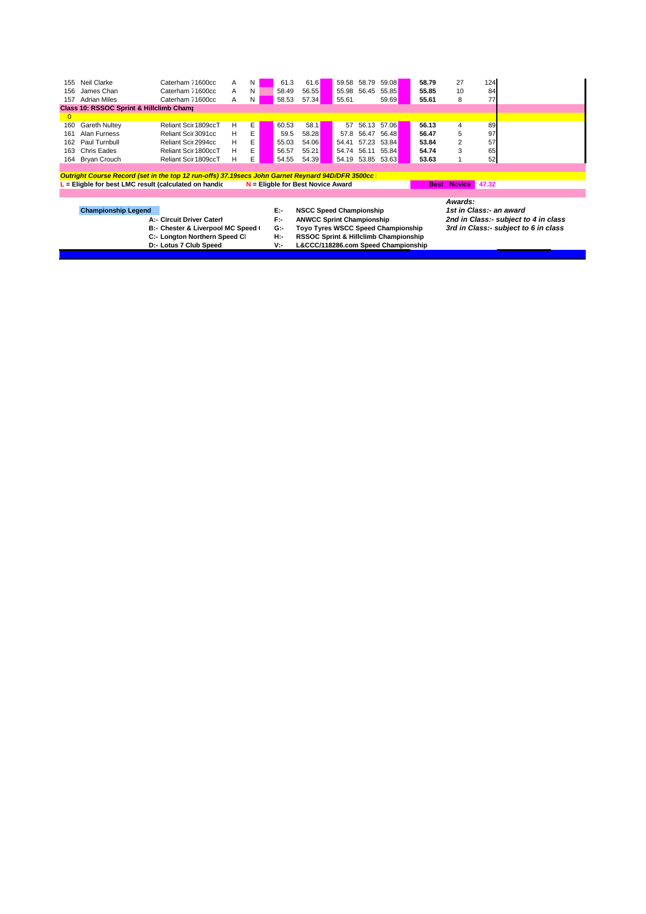| | | | | | | | | | | | | | |
|---|---|---|---|---|---|---|---|---|---|---|---|---|---|
| 155 | Neil Clarke | Caterham 7 1600cc | A | N | 61.3 | 61.6 | 59.58 | 58.79 | 59.08 | 58.79 | 27 | 124 | |
| 156 | James Chan | Caterham 7 1600cc | A | N | 58.49 | 56.55 | 55.98 | 56.45 | 55.85 | 55.85 | 10 | 84 | |
| 157 | Adrian Miles | Caterham 7 1600cc | A | N | 58.53 | 57.34 | 55.61 | | 59.69 | 55.61 | 8 | 77 | |
| **Class 10: RSSOC Sprint & Hillclimb Champ** | | | | | | | | | | | | | |
| 0 | | | | | | | | | | | | | |
| 160 | Gareth Nultey | Reliant Scir 1809ccT | H | E | 60.53 | 58.1 | 57 | 56.13 | 57.06 | 56.13 | 4 | 89 | |
| 161 | Alan Furness | Reliant Scir 3091cc | H | E | 59.5 | 58.28 | 57.8 | 56.47 | 56.48 | 56.47 | 5 | 97 | |
| 162 | Paul Turnbull | Reliant Scir 2994cc | H | E | 55.03 | 54.06 | 54.41 | 57.23 | 53.84 | 53.84 | 2 | 57 | |
| 163 | Chris Eades | Reliant Scir 1800ccT | H | E | 56.57 | 55.21 | 54.74 | 56.11 | 55.84 | 54.74 | 3 | 65 | |
| 164 | Bryan Crouch | Reliant Scir 1809ccT | H | E | 54.55 | 54.39 | 54.19 | 53.85 | 53.63 | 53.63 | 1 | 52 | |

***Outright Course Record (set in the top 12 run-offs) 37.19secs John Garnet Reynard 94D/DFR 3500cc***

**L = Eligble for best LMC result (calculated on handic** — **N = Eligble for Best Novice Award** — **Best Novice** 47.32

***Awards:***
***1st in Class:- an award***
***2nd in Class:- subject to 4 in class***
***3rd in Class:- subject to 6 in class***

**Championship Legend**

| | | | |
|---|---|---|---|
| **A:-** | **Circuit Driver Caterh** | **E:-** | **NSCC Speed Championship** |
| **B:-** | **Chester & Liverpool MC Speed (** | **F:-** | **ANWCC Sprint Championship** |
| **C:-** | **Longton Northern Speed Cl** | **G:-** | **Toyo Tyres WSCC Speed Championship** |
| **D:-** | **Lotus 7 Club Speed** | **H:-** | **RSSOC Sprint & Hillclimb Championship** |
| | | **V:-** | **L&CCC/118286.com Speed Championship** |